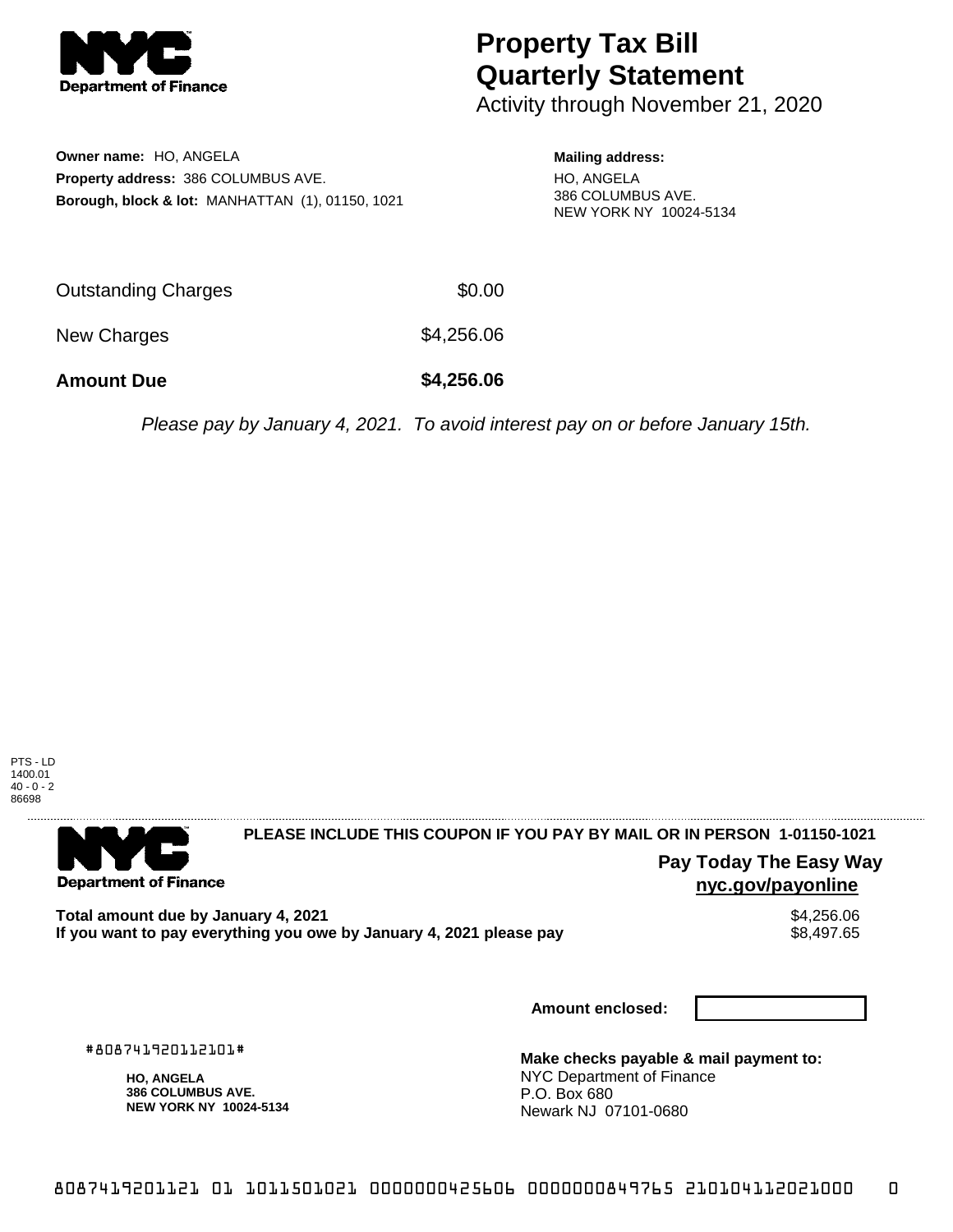**Department of Finance**

# Property Tax Bill Quarterly Statement

Activity through November 21, 2020

**Owner name:** HO, ANGELA
**Property address:** 386 COLUMBUS AVE.
**Borough, block & lot:** MANHATTAN (1), 01150, 1021

**Mailing address:**
HO, ANGELA
386 COLUMBUS AVE.
NEW YORK NY 10024-5134

| | |
|---|---|
| Outstanding Charges | $0.00 |
| New Charges | $4,256.06 |
| **Amount Due** | **$4,256.06** |

*Please pay by January 4, 2021. To avoid interest pay on or before January 15th.*

PTS - LD
1400.01
40 - 0 - 2
86698

---

**Department of Finance**

**PLEASE INCLUDE THIS COUPON IF YOU PAY BY MAIL OR IN PERSON 1-01150-1021**

**Pay Today The Easy Way**
**nyc.gov/payonline**

| | |
|---|---|
| **Total amount due by January 4, 2021** | $4,256.06 |
| **If you want to pay everything you owe by January 4, 2021 please pay** | $8,497.65 |

**Amount enclosed:**

#808741920112101#

**HO, ANGELA**
**386 COLUMBUS AVE.**
**NEW YORK NY 10024-5134**

**Make checks payable & mail payment to:**
NYC Department of Finance
P.O. Box 680
Newark NJ 07101-0680

8087419201121 01 1011501021 0000000425606 0000000849765 210104112021000 0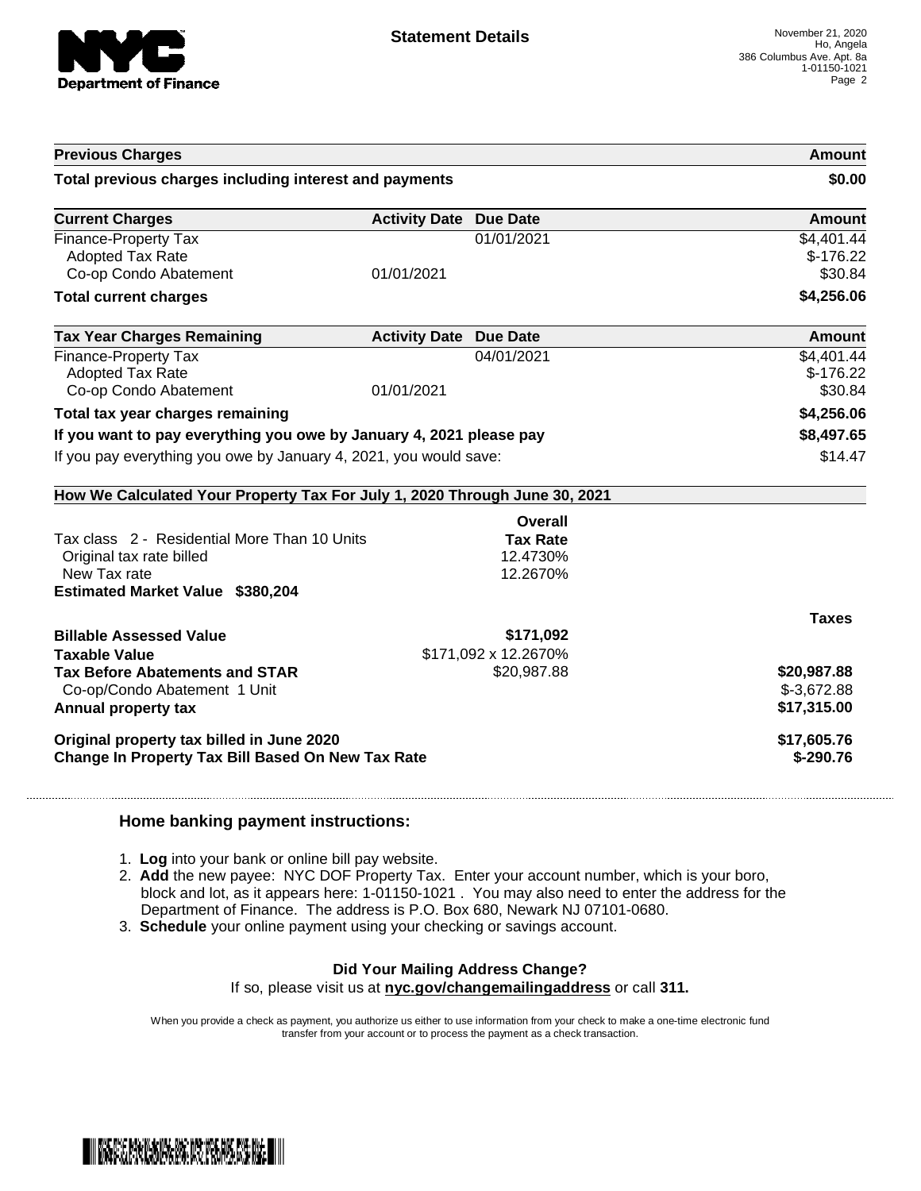# Statement Details

November 21, 2020
Ho, Angela
386 Columbus Ave. Apt. 8a
1-01150-1021

| Previous Charges | Amount |
| --- | --- |
| **Total previous charges including interest and payments** | **$0.00** |

| Current Charges | Activity Date | Due Date | Amount |
| --- | --- | --- | --- |
| Finance-Property Tax | | 01/01/2021 | $4,401.44 |
| Adopted Tax Rate | | | $-176.22 |
| Co-op Condo Abatement | 01/01/2021 | | $30.84 |
| **Total current charges** | | | **$4,256.06** |

| Tax Year Charges Remaining | Activity Date | Due Date | Amount |
| --- | --- | --- | --- |
| Finance-Property Tax | | 04/01/2021 | $4,401.44 |
| Adopted Tax Rate | | | $-176.22 |
| Co-op Condo Abatement | 01/01/2021 | | $30.84 |
| **Total tax year charges remaining** | | | **$4,256.06** |
| **If you want to pay everything you owe by January 4, 2021 please pay** | | | **$8,497.65** |
| If you pay everything you owe by January 4, 2021, you would save: | | | $14.47 |

**How We Calculated Your Property Tax For July 1, 2020 Through June 30, 2021**

| | Overall Tax Rate | Taxes |
| --- | --- | --- |
| Tax class 2 - Residential More Than 10 Units | | |
| Original tax rate billed | 12.4730% | |
| New Tax rate | 12.2670% | |
| **Estimated Market Value $380,204** | | |
| **Billable Assessed Value** | **$171,092** | |
| **Taxable Value** | $171,092 x 12.2670% | |
| **Tax Before Abatements and STAR** | $20,987.88 | **$20,987.88** |
| Co-op/Condo Abatement 1 Unit | | $-3,672.88 |
| **Annual property tax** | | **$17,315.00** |
| **Original property tax billed in June 2020** | | **$17,605.76** |
| **Change In Property Tax Bill Based On New Tax Rate** | | **$-290.76** |

## Home banking payment instructions:

1. **Log** into your bank or online bill pay website.
2. **Add** the new payee: NYC DOF Property Tax. Enter your account number, which is your boro, block and lot, as it appears here: 1-01150-1021 . You may also need to enter the address for the Department of Finance. The address is P.O. Box 680, Newark NJ 07101-0680.
3. **Schedule** your online payment using your checking or savings account.

**Did Your Mailing Address Change?**

If so, please visit us at **nyc.gov/changemailingaddress** or call **311.**

When you provide a check as payment, you authorize us either to use information from your check to make a one-time electronic fund transfer from your account or to process the payment as a check transaction.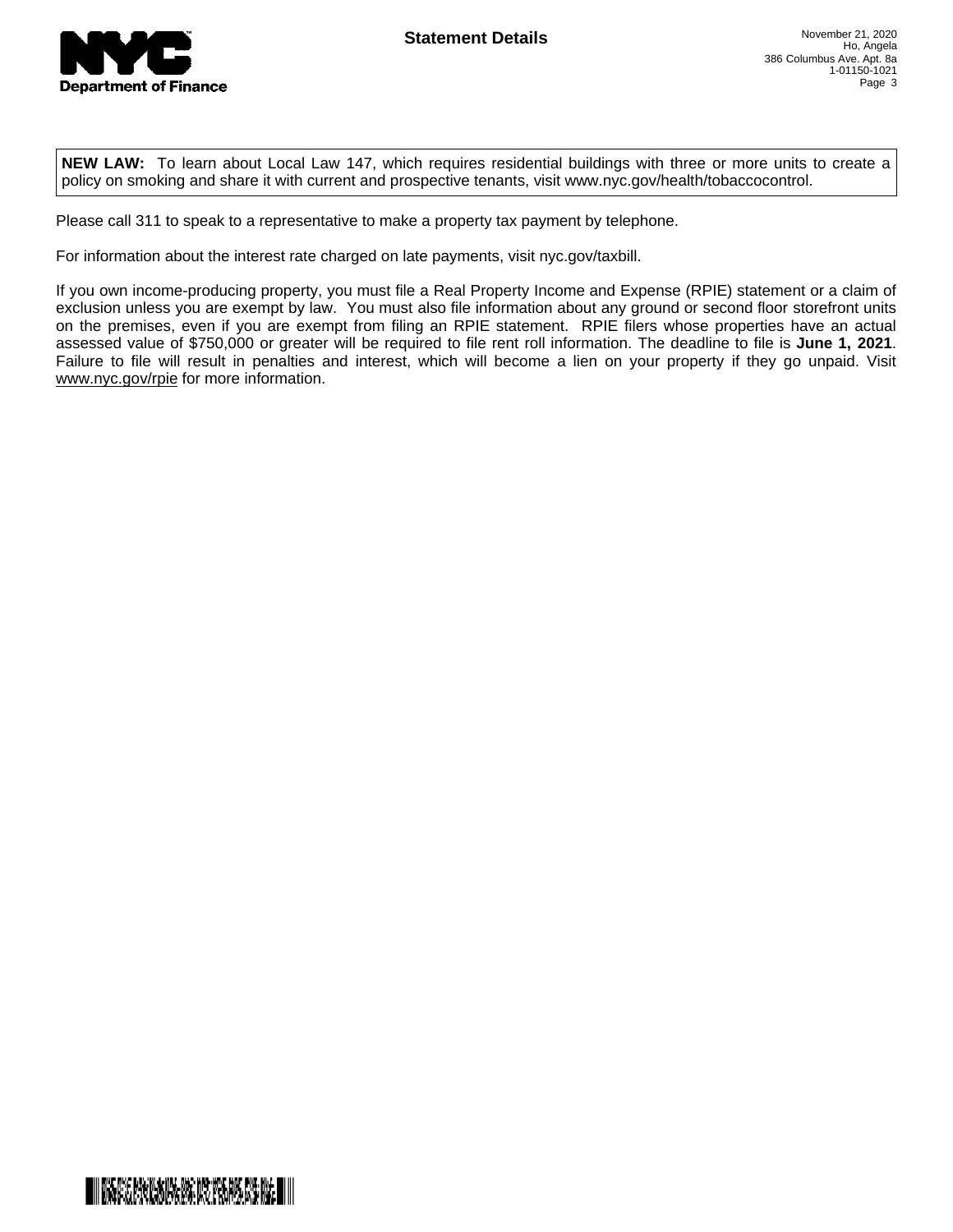**NEW LAW:** To learn about Local Law 147, which requires residential buildings with three or more units to create a policy on smoking and share it with current and prospective tenants, visit www.nyc.gov/health/tobaccocontrol.

Please call 311 to speak to a representative to make a property tax payment by telephone.

For information about the interest rate charged on late payments, visit nyc.gov/taxbill.

If you own income-producing property, you must file a Real Property Income and Expense (RPIE) statement or a claim of exclusion unless you are exempt by law. You must also file information about any ground or second floor storefront units on the premises, even if you are exempt from filing an RPIE statement. RPIE filers whose properties have an actual assessed value of $750,000 or greater will be required to file rent roll information. The deadline to file is **June 1, 2021**. Failure to file will result in penalties and interest, which will become a lien on your property if they go unpaid. Visit www.nyc.gov/rpie for more information.